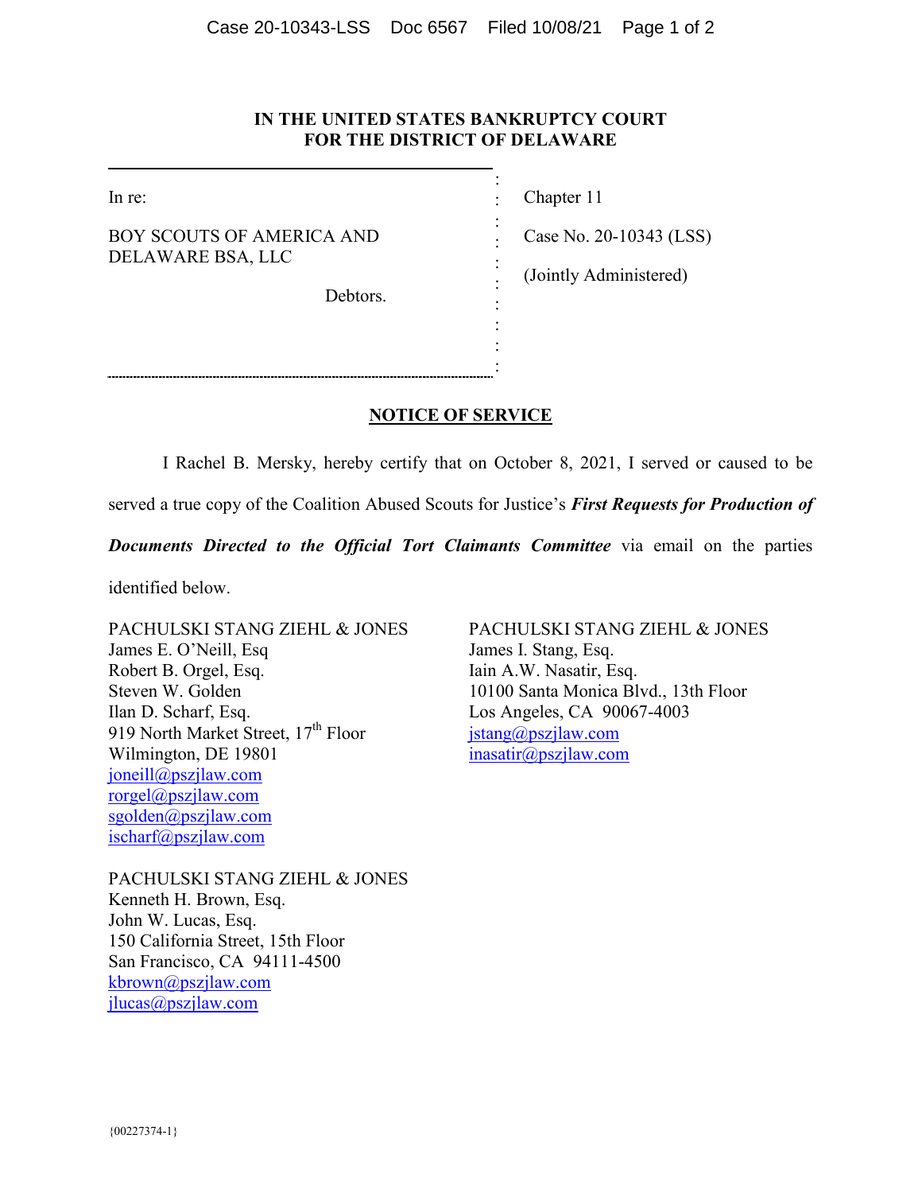**IN THE UNITED STATES BANKRUPTCY COURT**
**FOR THE DISTRICT OF DELAWARE**

| | |
|---|---|
| In re:<br><br>BOY SCOUTS OF AMERICA AND DELAWARE BSA, LLC<br><br>Debtors. | Chapter 11<br><br>Case No. 20-10343 (LSS)<br><br>(Jointly Administered) |

**NOTICE OF SERVICE**

I Rachel B. Mersky, hereby certify that on October 8, 2021, I served or caused to be served a true copy of the Coalition Abused Scouts for Justice's ***First Requests for Production of Documents Directed to the Official Tort Claimants Committee*** via email on the parties identified below.

PACHULSKI STANG ZIEHL & JONES
James E. O'Neill, Esq
Robert B. Orgel, Esq.
Steven W. Golden
Ilan D. Scharf, Esq.
919 North Market Street, 17th Floor
Wilmington, DE 19801
joneill@pszjlaw.com
rorgel@pszjlaw.com
sgolden@pszjlaw.com
ischarf@pszjlaw.com

PACHULSKI STANG ZIEHL & JONES
James I. Stang, Esq.
Iain A.W. Nasatir, Esq.
10100 Santa Monica Blvd., 13th Floor
Los Angeles, CA 90067-4003
jstang@pszjlaw.com
inasatir@pszjlaw.com

PACHULSKI STANG ZIEHL & JONES
Kenneth H. Brown, Esq.
John W. Lucas, Esq.
150 California Street, 15th Floor
San Francisco, CA 94111-4500
kbrown@pszjlaw.com
jlucas@pszjlaw.com

{00227374-1}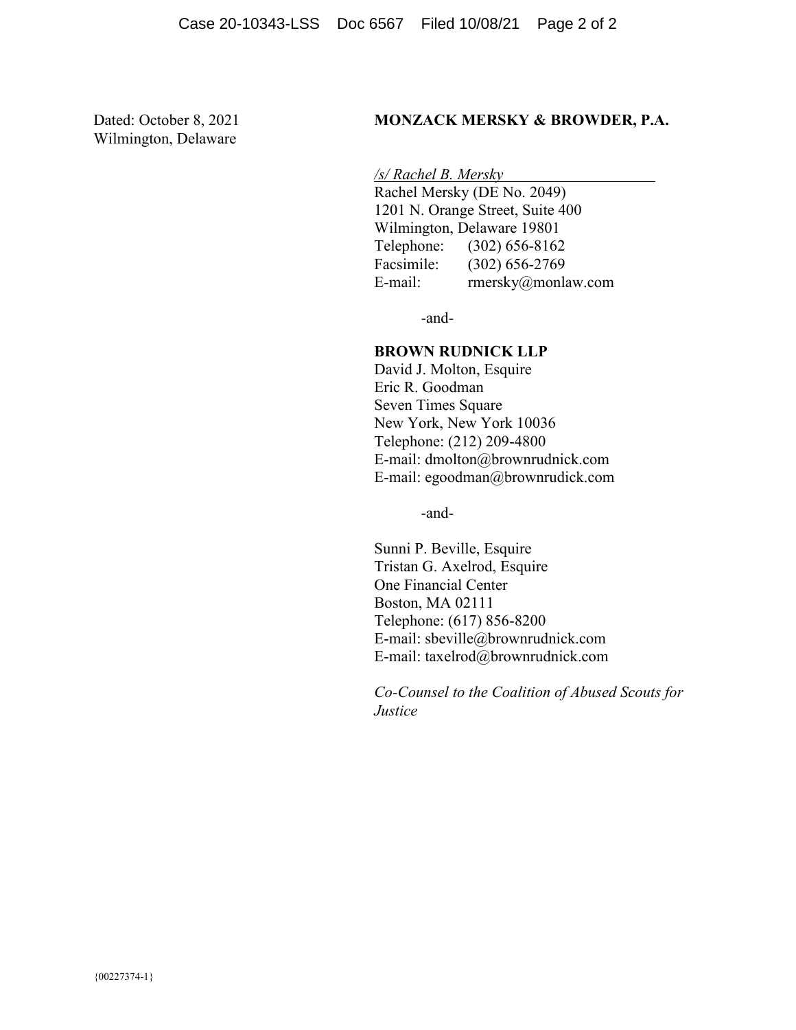Dated: October 8, 2021
Wilmington, Delaware

**MONZACK MERSKY & BROWDER, P.A.**

*/s/ Rachel B. Mersky*
Rachel Mersky (DE No. 2049)
1201 N. Orange Street, Suite 400
Wilmington, Delaware 19801
Telephone: (302) 656-8162
Facsimile: (302) 656-2769
E-mail: rmersky@monlaw.com

-and-

**BROWN RUDNICK LLP**
David J. Molton, Esquire
Eric R. Goodman
Seven Times Square
New York, New York 10036
Telephone: (212) 209-4800
E-mail: dmolton@brownrudnick.com
E-mail: egoodman@brownrudick.com

-and-

Sunni P. Beville, Esquire
Tristan G. Axelrod, Esquire
One Financial Center
Boston, MA 02111
Telephone: (617) 856-8200
E-mail: sbeville@brownrudnick.com
E-mail: taxelrod@brownrudnick.com

*Co-Counsel to the Coalition of Abused Scouts for Justice*

{00227374-1}